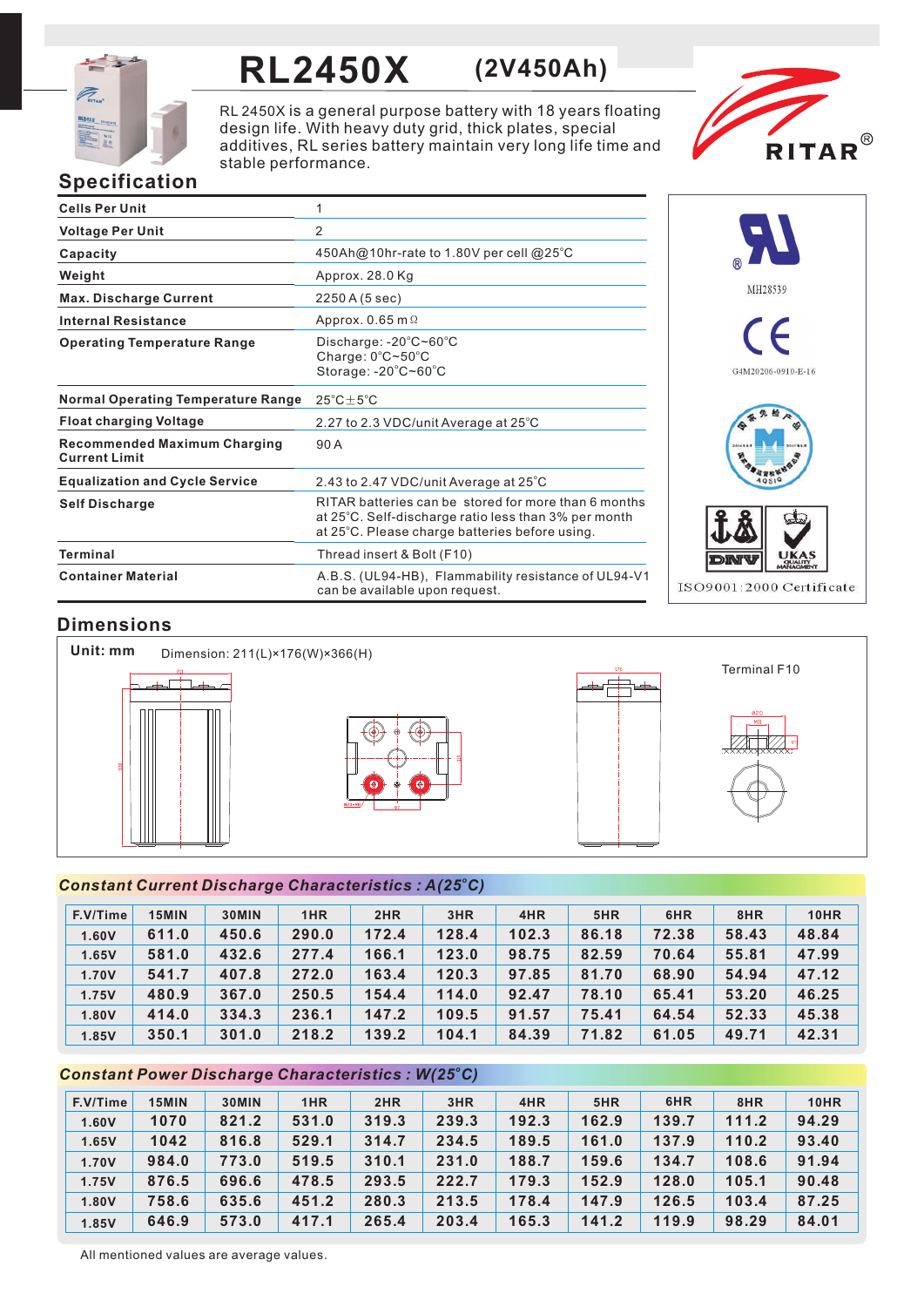# RL2450X (2V450Ah)

RL 2450X is a general purpose battery with 18 years floating design life. With heavy duty grid, thick plates, special additives, RL series battery maintain very long life time and stable performance.

RITAR®

## Specification

| | |
|---|---|
| Cells Per Unit | 1 |
| Voltage Per Unit | 2 |
| Capacity | 450Ah@10hr-rate to 1.80V per cell @25°C |
| Weight | Approx. 28.0 Kg |
| Max. Discharge Current | 2250 A (5 sec) |
| Internal Resistance | Approx. 0.65 mΩ |
| Operating Temperature Range | Discharge: -20°C~60°C<br>Charge: 0°C~50°C<br>Storage: -20°C~60°C |
| Normal Operating Temperature Range | 25°C±5°C |
| Float charging Voltage | 2.27 to 2.3 VDC/unit Average at 25°C |
| Recommended Maximum Charging Current Limit | 90 A |
| Equalization and Cycle Service | 2.43 to 2.47 VDC/unit Average at 25°C |
| Self Discharge | RITAR batteries can be stored for more than 6 months at 25°C. Self-discharge ratio less than 3% per month at 25°C. Please charge batteries before using. |
| Terminal | Thread insert & Bolt (F10) |
| Container Material | A.B.S. (UL94-HB), Flammability resistance of UL94-V1 can be available upon request. |

MH28539

G4M20206-0910-E-16

ISO9001:2000 Certificate

## Dimensions

Unit: mm

Dimension: 211(L)×176(W)×366(H)

Terminal F10

## Constant Current Discharge Characteristics : A(25°C)

| F.V/Time | 15MIN | 30MIN | 1HR | 2HR | 3HR | 4HR | 5HR | 6HR | 8HR | 10HR |
|---|---|---|---|---|---|---|---|---|---|---|
| 1.60V | 611.0 | 450.6 | 290.0 | 172.4 | 128.4 | 102.3 | 86.18 | 72.38 | 58.43 | 48.84 |
| 1.65V | 581.0 | 432.6 | 277.4 | 166.1 | 123.0 | 98.75 | 82.59 | 70.64 | 55.81 | 47.99 |
| 1.70V | 541.7 | 407.8 | 272.0 | 163.4 | 120.3 | 97.85 | 81.70 | 68.90 | 54.94 | 47.12 |
| 1.75V | 480.9 | 367.0 | 250.5 | 154.4 | 114.0 | 92.47 | 78.10 | 65.41 | 53.20 | 46.25 |
| 1.80V | 414.0 | 334.3 | 236.1 | 147.2 | 109.5 | 91.57 | 75.41 | 64.54 | 52.33 | 45.38 |
| 1.85V | 350.1 | 301.0 | 218.2 | 139.2 | 104.1 | 84.39 | 71.82 | 61.05 | 49.71 | 42.31 |

## Constant Power Discharge Characteristics : W(25°C)

| F.V/Time | 15MIN | 30MIN | 1HR | 2HR | 3HR | 4HR | 5HR | 6HR | 8HR | 10HR |
|---|---|---|---|---|---|---|---|---|---|---|
| 1.60V | 1070 | 821.2 | 531.0 | 319.3 | 239.3 | 192.3 | 162.9 | 139.7 | 111.2 | 94.29 |
| 1.65V | 1042 | 816.8 | 529.1 | 314.7 | 234.5 | 189.5 | 161.0 | 137.9 | 110.2 | 93.40 |
| 1.70V | 984.0 | 773.0 | 519.5 | 310.1 | 231.0 | 188.7 | 159.6 | 134.7 | 108.6 | 91.94 |
| 1.75V | 876.5 | 696.6 | 478.5 | 293.5 | 222.7 | 179.3 | 152.9 | 128.0 | 105.1 | 90.48 |
| 1.80V | 758.6 | 635.6 | 451.2 | 280.3 | 213.5 | 178.4 | 147.9 | 126.5 | 103.4 | 87.25 |
| 1.85V | 646.9 | 573.0 | 417.1 | 265.4 | 203.4 | 165.3 | 141.2 | 119.9 | 98.29 | 84.01 |

All mentioned values are average values.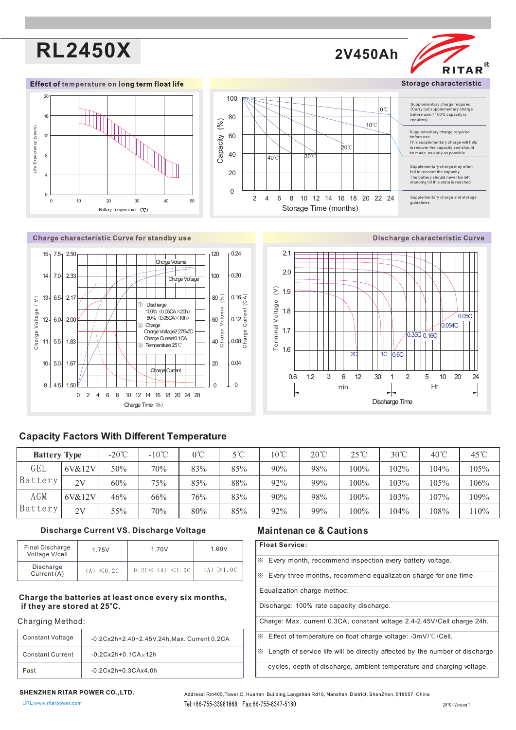# RL2450X

## 2V450Ah

RITAR®

### Effect of temperature on long term float life

Life Expectancy (years)

20
16
12
8
4
0

0 10 20 30 40 50

Battery Temperature (℃)

### Storage characteristic

Capacity (%)

100
80
60
40
20
0

2 4 6 8 10 12 14 16 18 20 22 24

Storage Time (months)

0℃
10℃
20℃
30℃
40℃

Supplementary charge required (Carry out supplementary charge before use if 100% capacity is requires)

Supplementary charge required before use. This supplementary charge will help to recover the capacity and should be made as early as possible.

Supplementary charge may often fail to recover the capacity. The battery should never be left standing till this state is reached

Supplementary charge and storage guidelines

### Charge characteristic Curve for standby use

Charge Voltage (V)

15 7.5 2.50
14 7.0 2.33
13 6.5 2.17
12 6.0 2.00
11 5.5 1.83
10 5.0 1.67
9 4.5 1.50

Charge Volume (%)

120
100
80
60
40
20
0

Charge Current (CA)

0.24
0.20
0.16
0.12
0.08
0.04
0

0 2 4 6 8 10 12 14 16 18 20 24 28

Charge Time (h)

Charge Volume
Charge Voltage
Charge Current

① Discharge
100% (0.05CA×20h)
50% (0.05CA×10h)
② Charge
Charge Voltage2.275V/C
Charge Current0.1CA
③ Temperature 25℃

### Discharge characteristic Curve

Terminal Voltage (V)

2.1
2.0
1.9
1.8
1.7
1.6

0.6 1.2 3 6 12 30 1 2 5 10 20 24

min Hr

Discharge Time

2C 1C 0.6C 0.35C 0.16C 0.094C 0.05C

## Capacity Factors With Different Temperature

| Battery Type | | -20℃ | -10℃ | 0℃ | 5℃ | 10℃ | 20℃ | 25℃ | 30℃ | 40℃ | 45℃ |
|---|---|---|---|---|---|---|---|---|---|---|---|
| GEL Battery | 6V&12V | 50% | 70% | 83% | 85% | 90% | 98% | 100% | 102% | 104% | 105% |
| | 2V | 60% | 75% | 85% | 88% | 92% | 99% | 100% | 103% | 105% | 106% |
| AGM Battery | 6V&12V | 46% | 66% | 76% | 83% | 90% | 98% | 100% | 103% | 107% | 109% |
| | 2V | 55% | 70% | 80% | 85% | 92% | 99% | 100% | 104% | 108% | 110% |

### Discharge Current VS. Discharge Voltage

| Final Discharge Voltage V/cell | 1.75V | 1.70V | 1.60V |
|---|---|---|---|
| Discharge Current (A) | (A) ≤0.2C | 0.2C< (A) <1.0C | (A) ≥1.0C |

**Charge the batteries at least once every six months, if they are stored at 25°C.**

Charging Method:

| | |
|---|---|
| Constant Voltage | -0.2Cx2h+2.40~2.45V,24h,Max. Current 0.2CA |
| Constant Current | -0.2Cx2h+0.1CAx12h |
| Fast | -0.2Cx2h+0.3CAx4.0h |

### Maintenance & Cautions

**Float Service:**

※ Every month, recommend inspection every battery voltage.

※ Every three months, recommend equalization charge for one time.

Equalization charge method:

Discharge: 100% rate capacity discharge.

Charge: Max. current 0.3CA, constant voltage 2.4-2.45V/Cell charge 24h.

※ Effect of temperature on float charge voltage: -3mV/℃/Cell.

※ Length of service life will be directly affected by the number of discharge cycles, depth of discharge, ambient temperature and charging voltage.

**SHENZHEN RITAR POWER CO.,LTD.**

URL:www.ritarpower.com

Address: Rm405,Tower C, Huahan Building,Langshan Rd16, Nanshan District, ShenZhen, 518057, China

Tel:+86-755-33981668 Fax:86-755-8347-5180

2010-Version 1